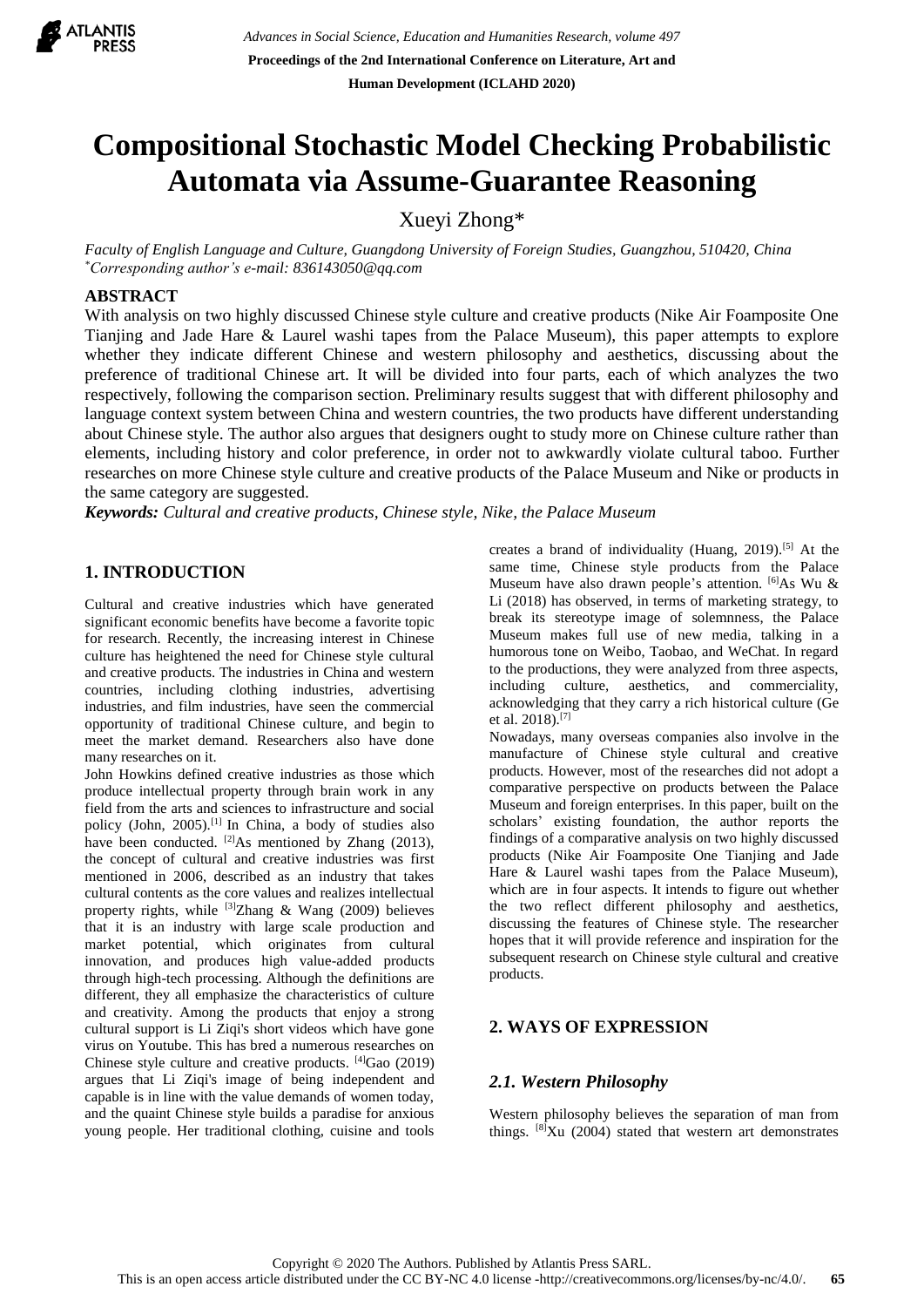# Compositional Stochastic Model Checking Probabilistic Automata via Assume-Guarantee Reasoning

Xueyi Zhong*

*Faculty of English Language and Culture, Guangdong University of Foreign Studies, Guangzhou, 510420, China*
*\*Corresponding author's e-mail: 836143050@qq.com*

## ABSTRACT

With analysis on two highly discussed Chinese style culture and creative products (Nike Air Foamposite One Tianjing and Jade Hare & Laurel washi tapes from the Palace Museum), this paper attempts to explore whether they indicate different Chinese and western philosophy and aesthetics, discussing about the preference of traditional Chinese art. It will be divided into four parts, each of which analyzes the two respectively, following the comparison section. Preliminary results suggest that with different philosophy and language context system between China and western countries, the two products have different understanding about Chinese style. The author also argues that designers ought to study more on Chinese culture rather than elements, including history and color preference, in order not to awkwardly violate cultural taboo. Further researches on more Chinese style culture and creative products of the Palace Museum and Nike or products in the same category are suggested.

***Keywords:*** *Cultural and creative products, Chinese style, Nike, the Palace Museum*

## 1. INTRODUCTION

Cultural and creative industries which have generated significant economic benefits have become a favorite topic for research. Recently, the increasing interest in Chinese culture has heightened the need for Chinese style cultural and creative products. The industries in China and western countries, including clothing industries, advertising industries, and film industries, have seen the commercial opportunity of traditional Chinese culture, and begin to meet the market demand. Researchers also have done many researches on it.

John Howkins defined creative industries as those which produce intellectual property through brain work in any field from the arts and sciences to infrastructure and social policy (John, 2005).[1] In China, a body of studies also have been conducted. [2]As mentioned by Zhang (2013), the concept of cultural and creative industries was first mentioned in 2006, described as an industry that takes cultural contents as the core values and realizes intellectual property rights, while [3]Zhang & Wang (2009) believes that it is an industry with large scale production and market potential, which originates from cultural innovation, and produces high value-added products through high-tech processing. Although the definitions are different, they all emphasize the characteristics of culture and creativity. Among the products that enjoy a strong cultural support is Li Ziqi's short videos which have gone virus on Youtube. This has bred a numerous researches on Chinese style culture and creative products. [4]Gao (2019) argues that Li Ziqi's image of being independent and capable is in line with the value demands of women today, and the quaint Chinese style builds a paradise for anxious young people. Her traditional clothing, cuisine and tools creates a brand of individuality (Huang, 2019).[5] At the same time, Chinese style products from the Palace Museum have also drawn people's attention. [6]As Wu & Li (2018) has observed, in terms of marketing strategy, to break its stereotype image of solemnness, the Palace Museum makes full use of new media, talking in a humorous tone on Weibo, Taobao, and WeChat. In regard to the productions, they were analyzed from three aspects, including culture, aesthetics, and commerciality, acknowledging that they carry a rich historical culture (Ge et al. 2018).[7]

Nowadays, many overseas companies also involve in the manufacture of Chinese style cultural and creative products. However, most of the researches did not adopt a comparative perspective on products between the Palace Museum and foreign enterprises. In this paper, built on the scholars' existing foundation, the author reports the findings of a comparative analysis on two highly discussed products (Nike Air Foamposite One Tianjing and Jade Hare & Laurel washi tapes from the Palace Museum), which are in four aspects. It intends to figure out whether the two reflect different philosophy and aesthetics, discussing the features of Chinese style. The researcher hopes that it will provide reference and inspiration for the subsequent research on Chinese style cultural and creative products.

## 2. WAYS OF EXPRESSION

### *2.1. Western Philosophy*

Western philosophy believes the separation of man from things. [8]Xu (2004) stated that western art demonstrates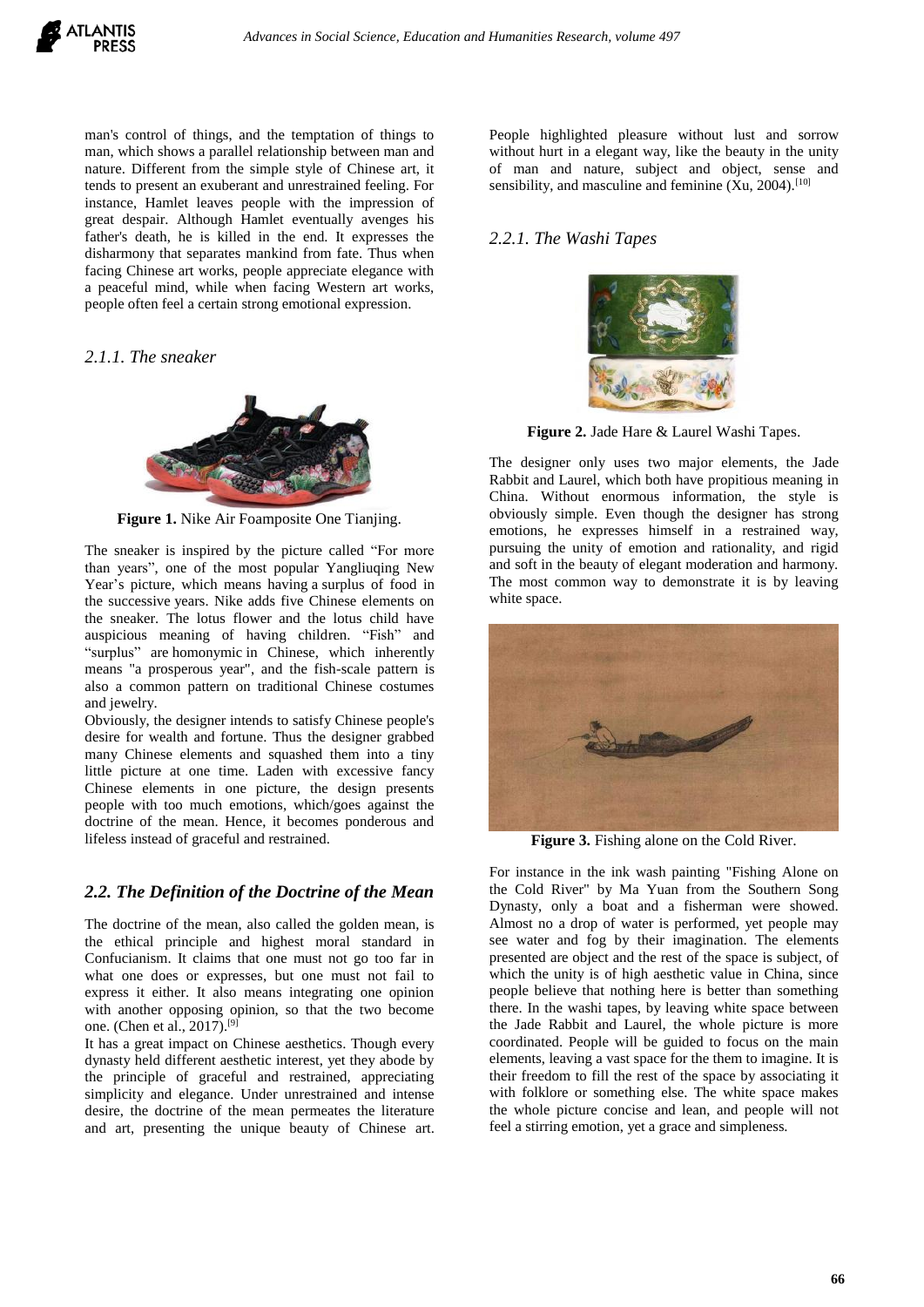man's control of things, and the temptation of things to man, which shows a parallel relationship between man and nature. Different from the simple style of Chinese art, it tends to present an exuberant and unrestrained feeling. For instance, Hamlet leaves people with the impression of great despair. Although Hamlet eventually avenges his father's death, he is killed in the end. It expresses the disharmony that separates mankind from fate. Thus when facing Chinese art works, people appreciate elegance with a peaceful mind, while when facing Western art works, people often feel a certain strong emotional expression.

### *2.1.1. The sneaker*

**Figure 1.** Nike Air Foamposite One Tianjing.

The sneaker is inspired by the picture called "For more than years", one of the most popular Yangliuqing New Year's picture, which means having a surplus of food in the successive years. Nike adds five Chinese elements on the sneaker. The lotus flower and the lotus child have auspicious meaning of having children. "Fish" and "surplus" are homonymic in Chinese, which inherently means "a prosperous year", and the fish-scale pattern is also a common pattern on traditional Chinese costumes and jewelry.

Obviously, the designer intends to satisfy Chinese people's desire for wealth and fortune. Thus the designer grabbed many Chinese elements and squashed them into a tiny little picture at one time. Laden with excessive fancy Chinese elements in one picture, the design presents people with too much emotions, which/goes against the doctrine of the mean. Hence, it becomes ponderous and lifeless instead of graceful and restrained.

## *2.2. The Definition of the Doctrine of the Mean*

The doctrine of the mean, also called the golden mean, is the ethical principle and highest moral standard in Confucianism. It claims that one must not go too far in what one does or expresses, but one must not fail to express it either. It also means integrating one opinion with another opposing opinion, so that the two become one. (Chen et al., 2017).[9]

It has a great impact on Chinese aesthetics. Though every dynasty held different aesthetic interest, yet they abode by the principle of graceful and restrained, appreciating simplicity and elegance. Under unrestrained and intense desire, the doctrine of the mean permeates the literature and art, presenting the unique beauty of Chinese art. People highlighted pleasure without lust and sorrow without hurt in a elegant way, like the beauty in the unity of man and nature, subject and object, sense and sensibility, and masculine and feminine (Xu, 2004).[10]

### *2.2.1. The Washi Tapes*

**Figure 2.** Jade Hare & Laurel Washi Tapes.

The designer only uses two major elements, the Jade Rabbit and Laurel, which both have propitious meaning in China. Without enormous information, the style is obviously simple. Even though the designer has strong emotions, he expresses himself in a restrained way, pursuing the unity of emotion and rationality, and rigid and soft in the beauty of elegant moderation and harmony. The most common way to demonstrate it is by leaving white space.

**Figure 3.** Fishing alone on the Cold River.

For instance in the ink wash painting "Fishing Alone on the Cold River" by Ma Yuan from the Southern Song Dynasty, only a boat and a fisherman were showed. Almost no a drop of water is performed, yet people may see water and fog by their imagination. The elements presented are object and the rest of the space is subject, of which the unity is of high aesthetic value in China, since people believe that nothing here is better than something there. In the washi tapes, by leaving white space between the Jade Rabbit and Laurel, the whole picture is more coordinated. People will be guided to focus on the main elements, leaving a vast space for the them to imagine. It is their freedom to fill the rest of the space by associating it with folklore or something else. The white space makes the whole picture concise and lean, and people will not feel a stirring emotion, yet a grace and simpleness.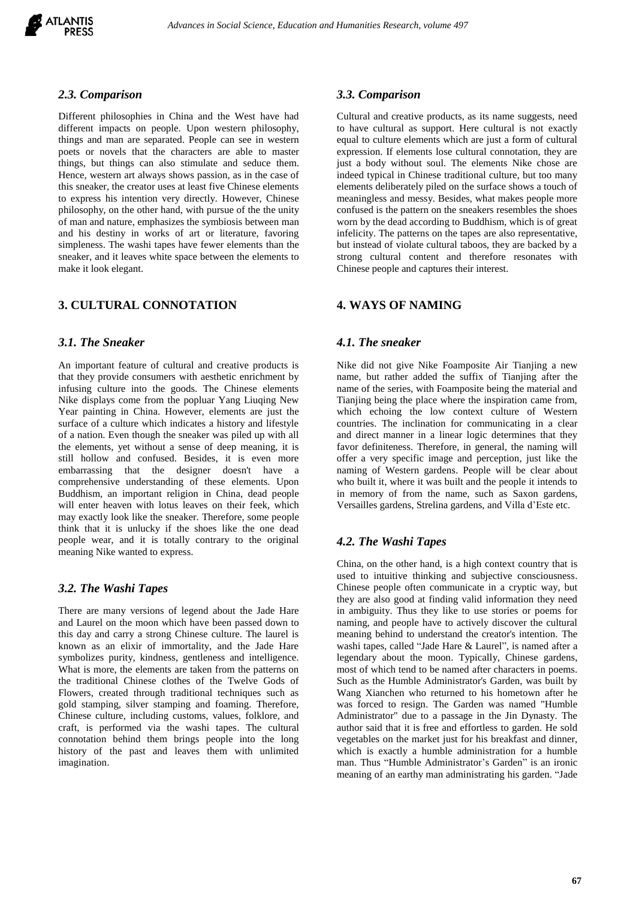### *2.3. Comparison*

Different philosophies in China and the West have had different impacts on people. Upon western philosophy, things and man are separated. People can see in western poets or novels that the characters are able to master things, but things can also stimulate and seduce them. Hence, western art always shows passion, as in the case of this sneaker, the creator uses at least five Chinese elements to express his intention very directly. However, Chinese philosophy, on the other hand, with pursue of the the unity of man and nature, emphasizes the symbiosis between man and his destiny in works of art or literature, favoring simpleness. The washi tapes have fewer elements than the sneaker, and it leaves white space between the elements to make it look elegant.

## 3. CULTURAL CONNOTATION

### *3.1. The Sneaker*

An important feature of cultural and creative products is that they provide consumers with aesthetic enrichment by infusing culture into the goods. The Chinese elements Nike displays come from the popluar Yang Liuqing New Year painting in China. However, elements are just the surface of a culture which indicates a history and lifestyle of a nation. Even though the sneaker was piled up with all the elements, yet without a sense of deep meaning, it is still hollow and confused. Besides, it is even more embarrassing that the designer doesn't have a comprehensive understanding of these elements. Upon Buddhism, an important religion in China, dead people will enter heaven with lotus leaves on their feek, which may exactly look like the sneaker. Therefore, some people think that it is unlucky if the shoes like the one dead people wear, and it is totally contrary to the original meaning Nike wanted to express.

### *3.2. The Washi Tapes*

There are many versions of legend about the Jade Hare and Laurel on the moon which have been passed down to this day and carry a strong Chinese culture. The laurel is known as an elixir of immortality, and the Jade Hare symbolizes purity, kindness, gentleness and intelligence. What is more, the elements are taken from the patterns on the traditional Chinese clothes of the Twelve Gods of Flowers, created through traditional techniques such as gold stamping, silver stamping and foaming. Therefore, Chinese culture, including customs, values, folklore, and craft, is performed via the washi tapes. The cultural connotation behind them brings people into the long history of the past and leaves them with unlimited imagination.

### *3.3. Comparison*

Cultural and creative products, as its name suggests, need to have cultural as support. Here cultural is not exactly equal to culture elements which are just a form of cultural expression. If elements lose cultural connotation, they are just a body without soul. The elements Nike chose are indeed typical in Chinese traditional culture, but too many elements deliberately piled on the surface shows a touch of meaningless and messy. Besides, what makes people more confused is the pattern on the sneakers resembles the shoes worn by the dead according to Buddhism, which is of great infelicity. The patterns on the tapes are also representative, but instead of violate cultural taboos, they are backed by a strong cultural content and therefore resonates with Chinese people and captures their interest.

## 4. WAYS OF NAMING

### *4.1. The sneaker*

Nike did not give Nike Foamposite Air Tianjing a new name, but rather added the suffix of Tianjing after the name of the series, with Foamposite being the material and Tianjing being the place where the inspiration came from, which echoing the low context culture of Western countries. The inclination for communicating in a clear and direct manner in a linear logic determines that they favor definiteness. Therefore, in general, the naming will offer a very specific image and perception, just like the naming of Western gardens. People will be clear about who built it, where it was built and the people it intends to in memory of from the name, such as Saxon gardens, Versailles gardens, Strelina gardens, and Villa d'Este etc.

### *4.2. The Washi Tapes*

China, on the other hand, is a high context country that is used to intuitive thinking and subjective consciousness. Chinese people often communicate in a cryptic way, but they are also good at finding valid information they need in ambiguity. Thus they like to use stories or poems for naming, and people have to actively discover the cultural meaning behind to understand the creator's intention. The washi tapes, called "Jade Hare & Laurel", is named after a legendary about the moon. Typically, Chinese gardens, most of which tend to be named after characters in poems. Such as the Humble Administrator's Garden, was built by Wang Xianchen who returned to his hometown after he was forced to resign. The Garden was named "Humble Administrator" due to a passage in the Jin Dynasty. The author said that it is free and effortless to garden. He sold vegetables on the market just for his breakfast and dinner, which is exactly a humble administration for a humble man. Thus "Humble Administrator's Garden" is an ironic meaning of an earthy man administrating his garden. "Jade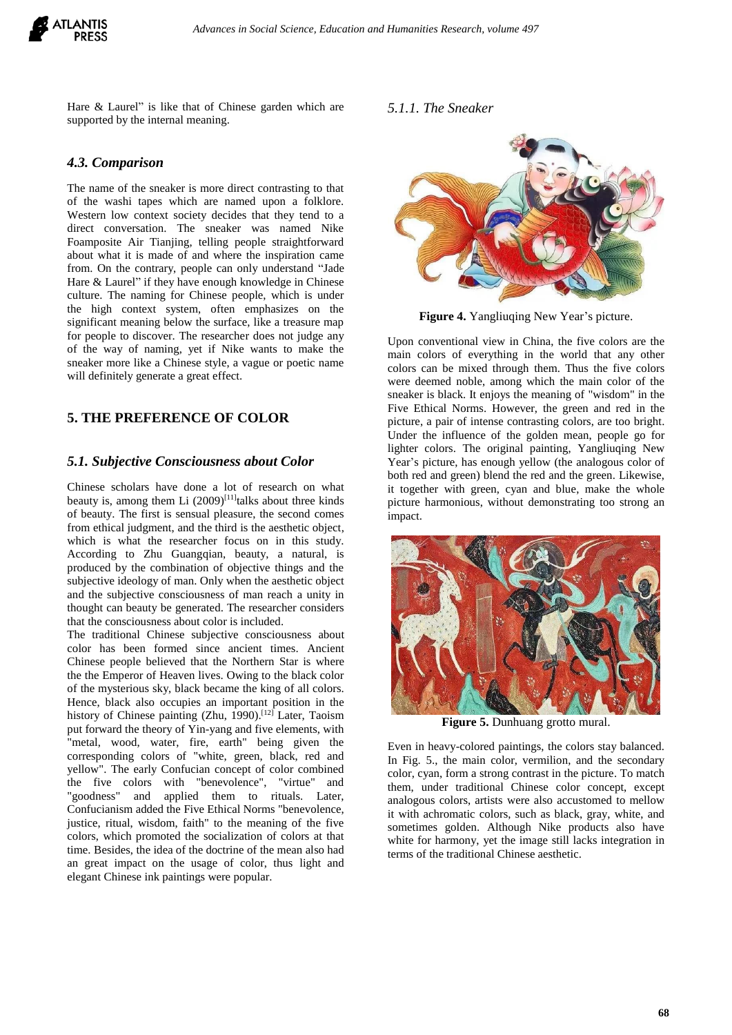Hare & Laurel" is like that of Chinese garden which are supported by the internal meaning.

### 4.3. Comparison

The name of the sneaker is more direct contrasting to that of the washi tapes which are named upon a folklore. Western low context society decides that they tend to a direct conversation. The sneaker was named Nike Foamposite Air Tianjing, telling people straightforward about what it is made of and where the inspiration came from. On the contrary, people can only understand "Jade Hare & Laurel" if they have enough knowledge in Chinese culture. The naming for Chinese people, which is under the high context system, often emphasizes on the significant meaning below the surface, like a treasure map for people to discover. The researcher does not judge any of the way of naming, yet if Nike wants to make the sneaker more like a Chinese style, a vague or poetic name will definitely generate a great effect.

## 5. THE PREFERENCE OF COLOR

### 5.1. Subjective Consciousness about Color

Chinese scholars have done a lot of research on what beauty is, among them Li (2009)[11]talks about three kinds of beauty. The first is sensual pleasure, the second comes from ethical judgment, and the third is the aesthetic object, which is what the researcher focus on in this study. According to Zhu Guangqian, beauty, a natural, is produced by the combination of objective things and the subjective ideology of man. Only when the aesthetic object and the subjective consciousness of man reach a unity in thought can beauty be generated. The researcher considers that the consciousness about color is included.

The traditional Chinese subjective consciousness about color has been formed since ancient times. Ancient Chinese people believed that the Northern Star is where the the Emperor of Heaven lives. Owing to the black color of the mysterious sky, black became the king of all colors. Hence, black also occupies an important position in the history of Chinese painting (Zhu, 1990).[12] Later, Taoism put forward the theory of Yin-yang and five elements, with "metal, wood, water, fire, earth" being given the corresponding colors of "white, green, black, red and yellow". The early Confucian concept of color combined the five colors with "benevolence", "virtue" and "goodness" and applied them to rituals. Later, Confucianism added the Five Ethical Norms "benevolence, justice, ritual, wisdom, faith" to the meaning of the five colors, which promoted the socialization of colors at that time. Besides, the idea of the doctrine of the mean also had an great impact on the usage of color, thus light and elegant Chinese ink paintings were popular.

#### 5.1.1. The Sneaker

**Figure 4.** Yangliuqing New Year's picture.

Upon conventional view in China, the five colors are the main colors of everything in the world that any other colors can be mixed through them. Thus the five colors were deemed noble, among which the main color of the sneaker is black. It enjoys the meaning of "wisdom" in the Five Ethical Norms. However, the green and red in the picture, a pair of intense contrasting colors, are too bright. Under the influence of the golden mean, people go for lighter colors. The original painting, Yangliuqing New Year's picture, has enough yellow (the analogous color of both red and green) blend the red and the green. Likewise, it together with green, cyan and blue, make the whole picture harmonious, without demonstrating too strong an impact.

**Figure 5.** Dunhuang grotto mural.

Even in heavy-colored paintings, the colors stay balanced. In Fig. 5., the main color, vermilion, and the secondary color, cyan, form a strong contrast in the picture. To match them, under traditional Chinese color concept, except analogous colors, artists were also accustomed to mellow it with achromatic colors, such as black, gray, white, and sometimes golden. Although Nike products also have white for harmony, yet the image still lacks integration in terms of the traditional Chinese aesthetic.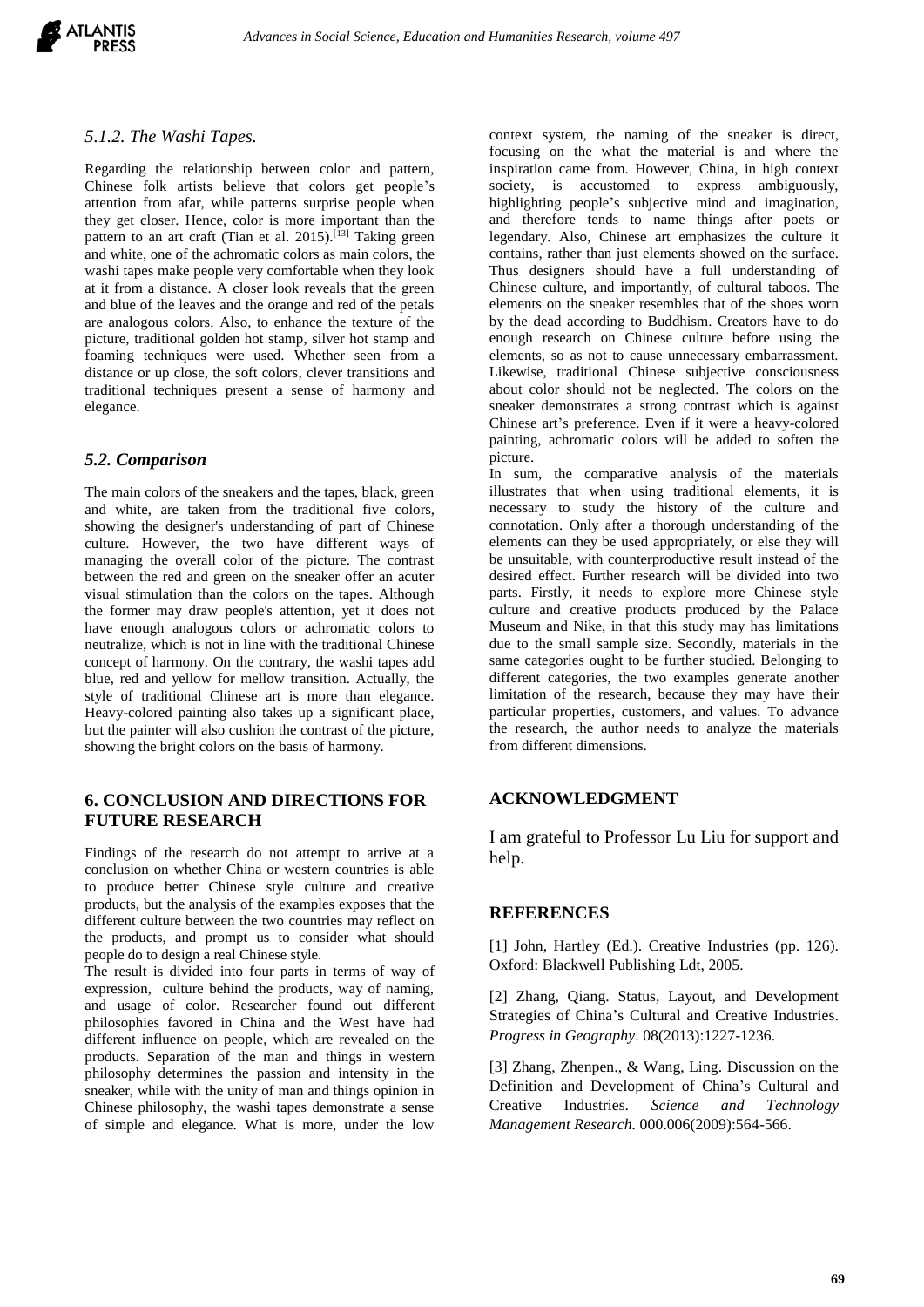### *5.1.2. The Washi Tapes.*

Regarding the relationship between color and pattern, Chinese folk artists believe that colors get people's attention from afar, while patterns surprise people when they get closer. Hence, color is more important than the pattern to an art craft (Tian et al. 2015).[13] Taking green and white, one of the achromatic colors as main colors, the washi tapes make people very comfortable when they look at it from a distance. A closer look reveals that the green and blue of the leaves and the orange and red of the petals are analogous colors. Also, to enhance the texture of the picture, traditional golden hot stamp, silver hot stamp and foaming techniques were used. Whether seen from a distance or up close, the soft colors, clever transitions and traditional techniques present a sense of harmony and elegance.

### *5.2. Comparison*

The main colors of the sneakers and the tapes, black, green and white, are taken from the traditional five colors, showing the designer's understanding of part of Chinese culture. However, the two have different ways of managing the overall color of the picture. The contrast between the red and green on the sneaker offer an acuter visual stimulation than the colors on the tapes. Although the former may draw people's attention, yet it does not have enough analogous colors or achromatic colors to neutralize, which is not in line with the traditional Chinese concept of harmony. On the contrary, the washi tapes add blue, red and yellow for mellow transition. Actually, the style of traditional Chinese art is more than elegance. Heavy-colored painting also takes up a significant place, but the painter will also cushion the contrast of the picture, showing the bright colors on the basis of harmony.

## 6. CONCLUSION AND DIRECTIONS FOR FUTURE RESEARCH

Findings of the research do not attempt to arrive at a conclusion on whether China or western countries is able to produce better Chinese style culture and creative products, but the analysis of the examples exposes that the different culture between the two countries may reflect on the products, and prompt us to consider what should people do to design a real Chinese style.

The result is divided into four parts in terms of way of expression, culture behind the products, way of naming, and usage of color. Researcher found out different philosophies favored in China and the West have had different influence on people, which are revealed on the products. Separation of the man and things in western philosophy determines the passion and intensity in the sneaker, while with the unity of man and things opinion in Chinese philosophy, the washi tapes demonstrate a sense of simple and elegance. What is more, under the low context system, the naming of the sneaker is direct, focusing on the what the material is and where the inspiration came from. However, China, in high context society, is accustomed to express ambiguously, highlighting people's subjective mind and imagination, and therefore tends to name things after poets or legendary. Also, Chinese art emphasizes the culture it contains, rather than just elements showed on the surface. Thus designers should have a full understanding of Chinese culture, and importantly, of cultural taboos. The elements on the sneaker resembles that of the shoes worn by the dead according to Buddhism. Creators have to do enough research on Chinese culture before using the elements, so as not to cause unnecessary embarrassment. Likewise, traditional Chinese subjective consciousness about color should not be neglected. The colors on the sneaker demonstrates a strong contrast which is against Chinese art's preference. Even if it were a heavy-colored painting, achromatic colors will be added to soften the picture.

In sum, the comparative analysis of the materials illustrates that when using traditional elements, it is necessary to study the history of the culture and connotation. Only after a thorough understanding of the elements can they be used appropriately, or else they will be unsuitable, with counterproductive result instead of the desired effect. Further research will be divided into two parts. Firstly, it needs to explore more Chinese style culture and creative products produced by the Palace Museum and Nike, in that this study may has limitations due to the small sample size. Secondly, materials in the same categories ought to be further studied. Belonging to different categories, the two examples generate another limitation of the research, because they may have their particular properties, customers, and values. To advance the research, the author needs to analyze the materials from different dimensions.

## ACKNOWLEDGMENT

I am grateful to Professor Lu Liu for support and help.

## REFERENCES

[1] John, Hartley (Ed.). Creative Industries (pp. 126). Oxford: Blackwell Publishing Ldt, 2005.

[2] Zhang, Qiang. Status, Layout, and Development Strategies of China's Cultural and Creative Industries. *Progress in Geography*. 08(2013):1227-1236.

[3] Zhang, Zhenpen., & Wang, Ling. Discussion on the Definition and Development of China's Cultural and Creative Industries. *Science and Technology Management Research*. 000.006(2009):564-566.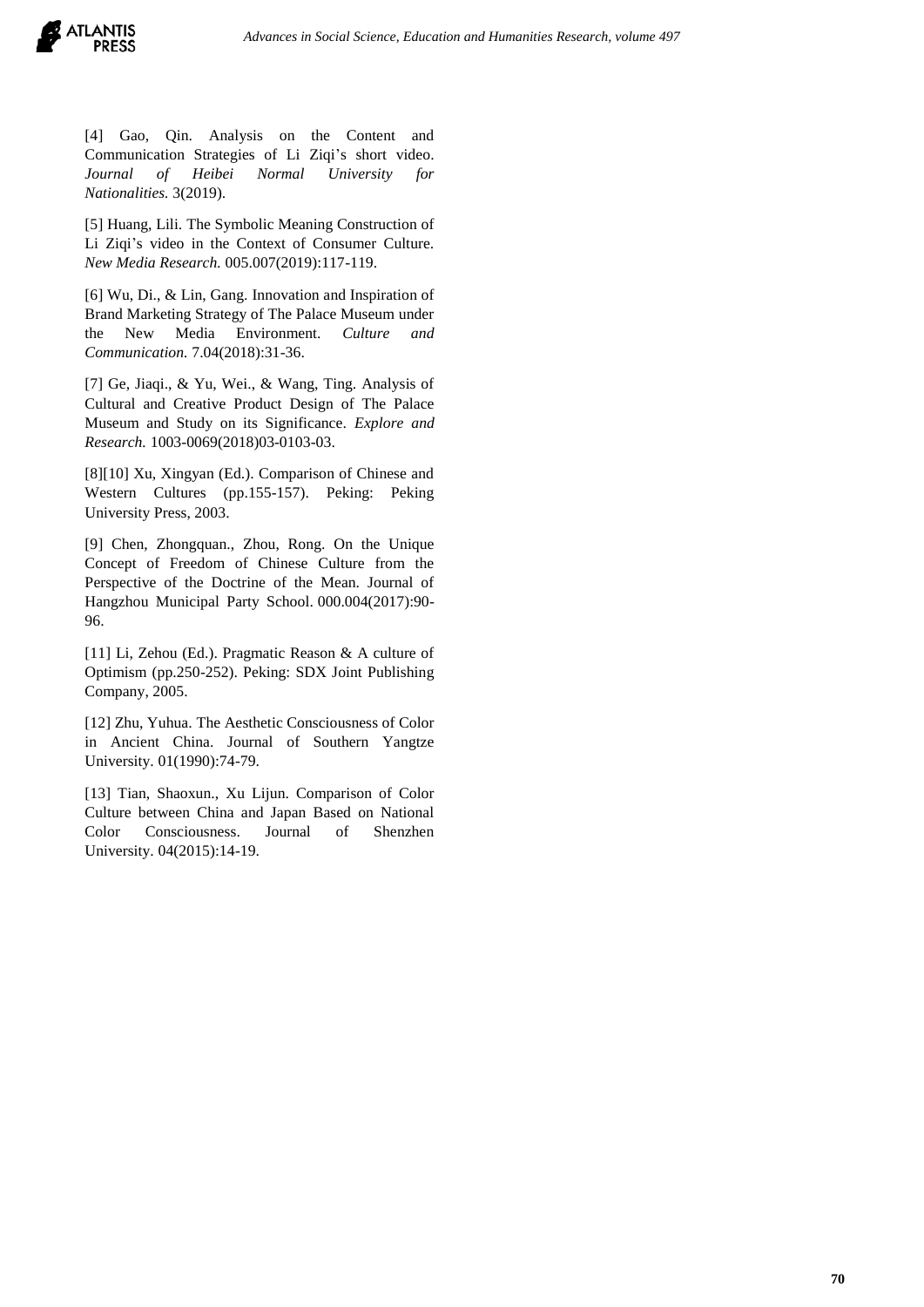[4] Gao, Qin. Analysis on the Content and Communication Strategies of Li Ziqi's short video. *Journal of Heibei Normal University for Nationalities*. 3(2019).

[5] Huang, Lili. The Symbolic Meaning Construction of Li Ziqi's video in the Context of Consumer Culture. *New Media Research*. 005.007(2019):117-119.

[6] Wu, Di., & Lin, Gang. Innovation and Inspiration of Brand Marketing Strategy of The Palace Museum under the New Media Environment. *Culture and Communication*. 7.04(2018):31-36.

[7] Ge, Jiaqi., & Yu, Wei., & Wang, Ting. Analysis of Cultural and Creative Product Design of The Palace Museum and Study on its Significance. *Explore and Research*. 1003-0069(2018)03-0103-03.

[8][10] Xu, Xingyan (Ed.). Comparison of Chinese and Western Cultures (pp.155-157). Peking: Peking University Press, 2003.

[9] Chen, Zhongquan., Zhou, Rong. On the Unique Concept of Freedom of Chinese Culture from the Perspective of the Doctrine of the Mean. Journal of Hangzhou Municipal Party School. 000.004(2017):90-96.

[11] Li, Zehou (Ed.). Pragmatic Reason & A culture of Optimism (pp.250-252). Peking: SDX Joint Publishing Company, 2005.

[12] Zhu, Yuhua. The Aesthetic Consciousness of Color in Ancient China. Journal of Southern Yangtze University. 01(1990):74-79.

[13] Tian, Shaoxun., Xu Lijun. Comparison of Color Culture between China and Japan Based on National Color Consciousness. Journal of Shenzhen University. 04(2015):14-19.